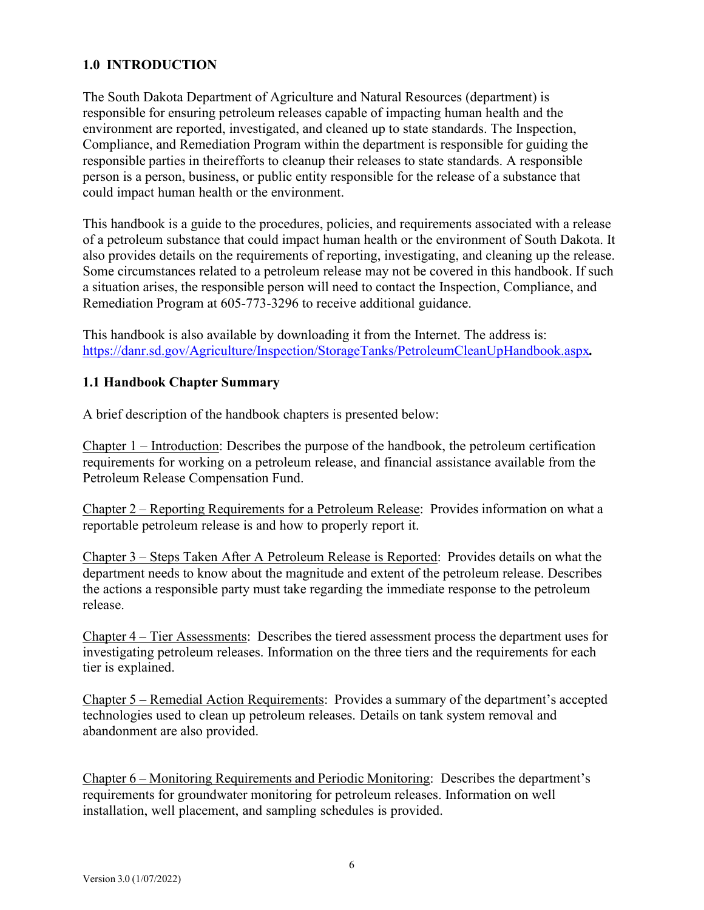## 1.0 INTRODUCTION

The South Dakota Department of Agriculture and Natural Resources (department) is responsible for ensuring petroleum releases capable of impacting human health and the environment are reported, investigated, and cleaned up to state standards. The Inspection, Compliance, and Remediation Program within the department is responsible for guiding the responsible parties in theirefforts to cleanup their releases to state standards. A responsible person is a person, business, or public entity responsible for the release of a substance that could impact human health or the environment.

This handbook is a guide to the procedures, policies, and requirements associated with a release of a petroleum substance that could impact human health or the environment of South Dakota. It also provides details on the requirements of reporting, investigating, and cleaning up the release. Some circumstances related to a petroleum release may not be covered in this handbook. If such a situation arises, the responsible person will need to contact the Inspection, Compliance, and Remediation Program at 605-773-3296 to receive additional guidance.

This handbook is also available by downloading it from the Internet. The address is: https://danr.sd.gov/Agriculture/Inspection/StorageTanks/PetroleumCleanUpHandbook.aspx**.**

### 1.1 Handbook Chapter Summary

A brief description of the handbook chapters is presented below:

Chapter 1 – Introduction: Describes the purpose of the handbook, the petroleum certification requirements for working on a petroleum release, and financial assistance available from the Petroleum Release Compensation Fund.

Chapter 2 – Reporting Requirements for a Petroleum Release: Provides information on what a reportable petroleum release is and how to properly report it.

Chapter 3 – Steps Taken After A Petroleum Release is Reported: Provides details on what the department needs to know about the magnitude and extent of the petroleum release. Describes the actions a responsible party must take regarding the immediate response to the petroleum release.

Chapter 4 – Tier Assessments: Describes the tiered assessment process the department uses for investigating petroleum releases. Information on the three tiers and the requirements for each tier is explained.

Chapter 5 – Remedial Action Requirements: Provides a summary of the department's accepted technologies used to clean up petroleum releases. Details on tank system removal and abandonment are also provided.

Chapter 6 – Monitoring Requirements and Periodic Monitoring: Describes the department's requirements for groundwater monitoring for petroleum releases. Information on well installation, well placement, and sampling schedules is provided.

Version 3.0 (1/07/2022)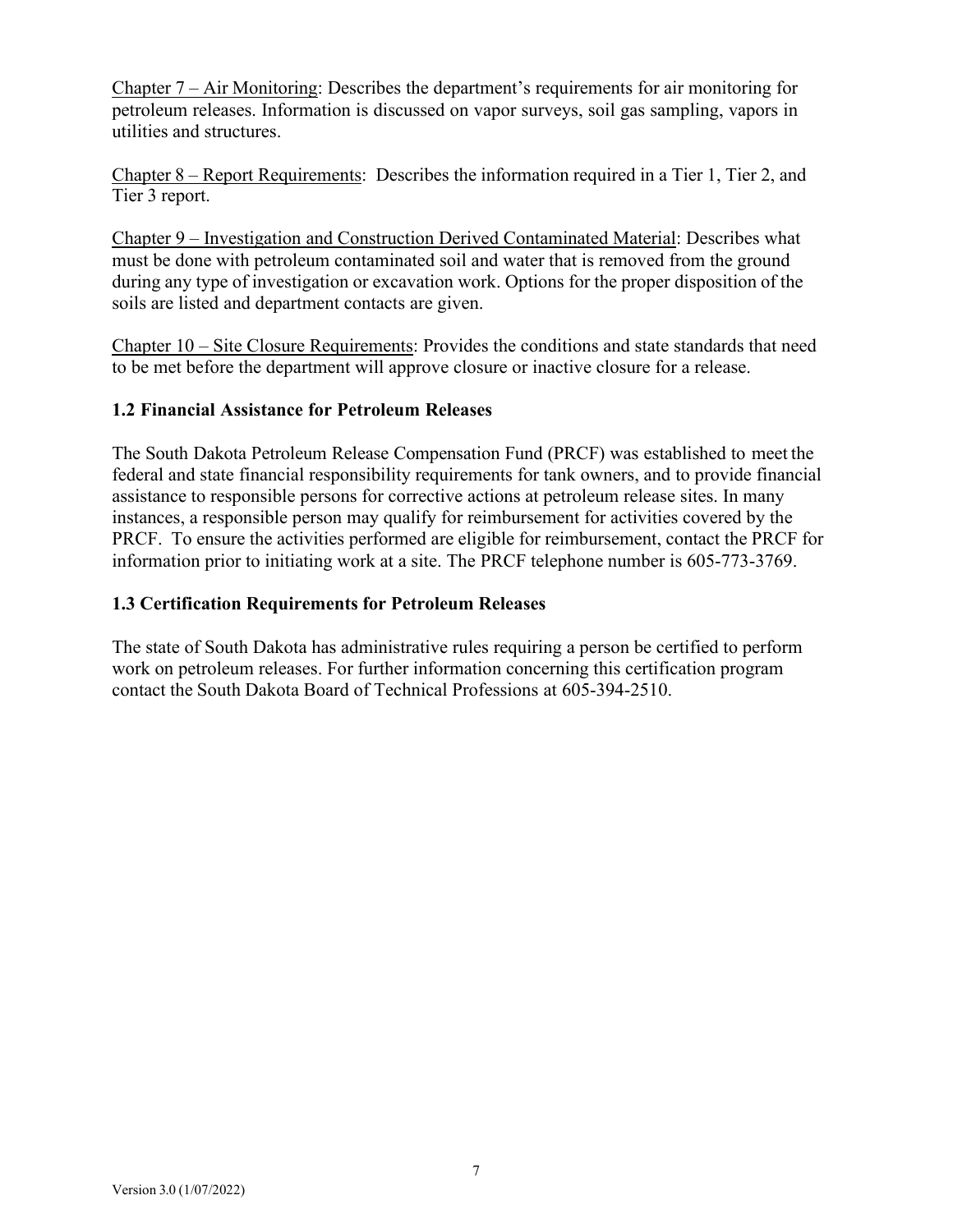Chapter 7 – Air Monitoring: Describes the department's requirements for air monitoring for petroleum releases. Information is discussed on vapor surveys, soil gas sampling, vapors in utilities and structures.

Chapter 8 – Report Requirements: Describes the information required in a Tier 1, Tier 2, and Tier 3 report.

Chapter 9 – Investigation and Construction Derived Contaminated Material: Describes what must be done with petroleum contaminated soil and water that is removed from the ground during any type of investigation or excavation work. Options for the proper disposition of the soils are listed and department contacts are given.

Chapter 10 – Site Closure Requirements: Provides the conditions and state standards that need to be met before the department will approve closure or inactive closure for a release.

### 1.2 Financial Assistance for Petroleum Releases

The South Dakota Petroleum Release Compensation Fund (PRCF) was established to meet the federal and state financial responsibility requirements for tank owners, and to provide financial assistance to responsible persons for corrective actions at petroleum release sites. In many instances, a responsible person may qualify for reimbursement for activities covered by the PRCF. To ensure the activities performed are eligible for reimbursement, contact the PRCF for information prior to initiating work at a site. The PRCF telephone number is 605-773-3769.

### 1.3 Certification Requirements for Petroleum Releases

The state of South Dakota has administrative rules requiring a person be certified to perform work on petroleum releases. For further information concerning this certification program contact the South Dakota Board of Technical Professions at 605-394-2510.